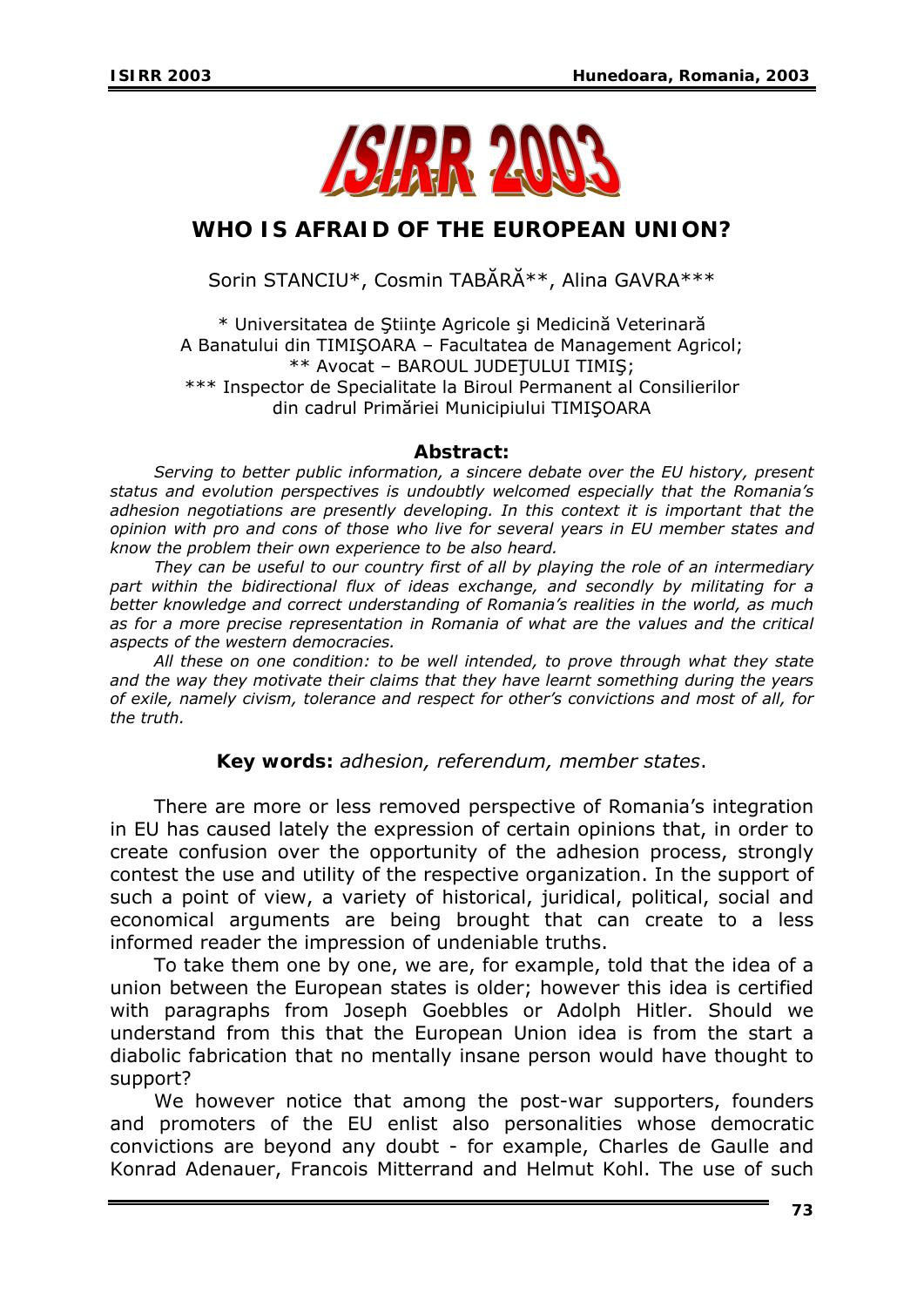# WHO IS AFRAID OF THE EUROPEAN UNION?

Sorin STANCIU*, Cosmin TABĂRĂ**, Alina GAVRA***

\* Universitatea de Ştiinţe Agricole şi Medicină Veterinară A Banatului din TIMIŞOARA – Facultatea de Management Agricol;
** Avocat – BAROUL JUDEŢULUI TIMIŞ;
*** Inspector de Specialitate la Biroul Permanent al Consilierilor din cadrul Primăriei Municipiului TIMIŞOARA

**Abstract:**

*Serving to better public information, a sincere debate over the EU history, present status and evolution perspectives is undoubtly welcomed especially that the Romania's adhesion negotiations are presently developing. In this context it is important that the opinion with pro and cons of those who live for several years in EU member states and know the problem their own experience to be also heard.*

*They can be useful to our country first of all by playing the role of an intermediary part within the bidirectional flux of ideas exchange, and secondly by militating for a better knowledge and correct understanding of Romania's realities in the world, as much as for a more precise representation in Romania of what are the values and the critical aspects of the western democracies.*

*All these on one condition: to be well intended, to prove through what they state and the way they motivate their claims that they have learnt something during the years of exile, namely civism, tolerance and respect for other's convictions and most of all, for the truth.*

**Key words:** *adhesion, referendum, member states*.

There are more or less removed perspective of Romania's integration in EU has caused lately the expression of certain opinions that, in order to create confusion over the opportunity of the adhesion process, strongly contest the use and utility of the respective organization. In the support of such a point of view, a variety of historical, juridical, political, social and economical arguments are being brought that can create to a less informed reader the impression of undeniable truths.

To take them one by one, we are, for example, told that the idea of a union between the European states is older; however this idea is certified with paragraphs from Joseph Goebbles or Adolph Hitler. Should we understand from this that the European Union idea is from the start a diabolic fabrication that no mentally insane person would have thought to support?

We however notice that among the post-war supporters, founders and promoters of the EU enlist also personalities whose democratic convictions are beyond any doubt - for example, Charles de Gaulle and Konrad Adenauer, Francois Mitterrand and Helmut Kohl. The use of such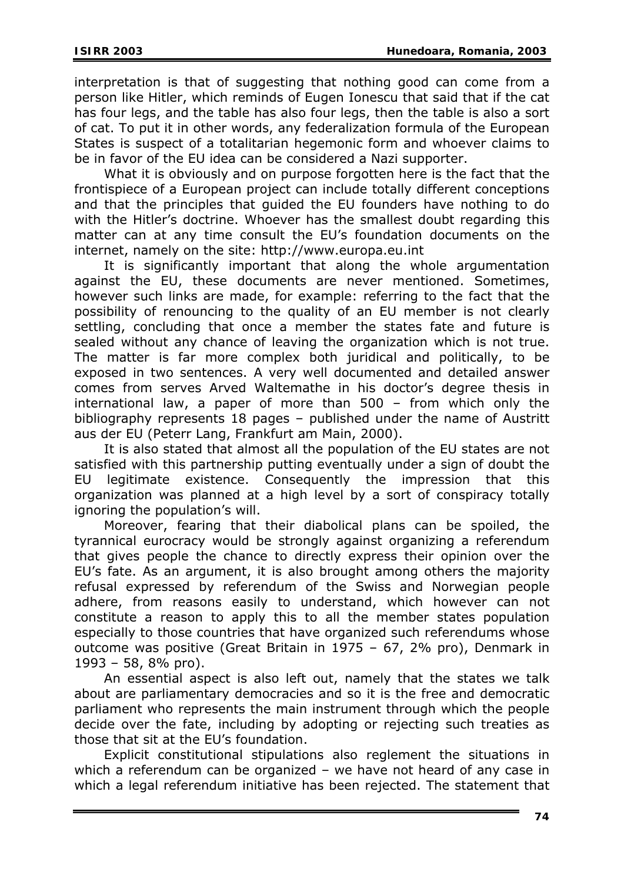interpretation is that of suggesting that nothing good can come from a person like Hitler, which reminds of Eugen Ionescu that said that if the cat has four legs, and the table has also four legs, then the table is also a sort of cat. To put it in other words, any federalization formula of the European States is suspect of a totalitarian hegemonic form and whoever claims to be in favor of the EU idea can be considered a Nazi supporter.

What it is obviously and on purpose forgotten here is the fact that the frontispiece of a European project can include totally different conceptions and that the principles that guided the EU founders have nothing to do with the Hitler's doctrine. Whoever has the smallest doubt regarding this matter can at any time consult the EU's foundation documents on the internet, namely on the site: http://www.europa.eu.int

It is significantly important that along the whole argumentation against the EU, these documents are never mentioned. Sometimes, however such links are made, for example: referring to the fact that the possibility of renouncing to the quality of an EU member is not clearly settling, concluding that once a member the states fate and future is sealed without any chance of leaving the organization which is not true. The matter is far more complex both juridical and politically, to be exposed in two sentences. A very well documented and detailed answer comes from serves Arved Waltemathe in his doctor's degree thesis in international law, a paper of more than 500 – from which only the bibliography represents 18 pages – published under the name of Austritt aus der EU (Peterr Lang, Frankfurt am Main, 2000).

It is also stated that almost all the population of the EU states are not satisfied with this partnership putting eventually under a sign of doubt the EU legitimate existence. Consequently the impression that this organization was planned at a high level by a sort of conspiracy totally ignoring the population's will.

Moreover, fearing that their diabolical plans can be spoiled, the tyrannical eurocracy would be strongly against organizing a referendum that gives people the chance to directly express their opinion over the EU's fate. As an argument, it is also brought among others the majority refusal expressed by referendum of the Swiss and Norwegian people adhere, from reasons easily to understand, which however can not constitute a reason to apply this to all the member states population especially to those countries that have organized such referendums whose outcome was positive (Great Britain in 1975 – 67, 2% pro), Denmark in 1993 – 58, 8% pro).

An essential aspect is also left out, namely that the states we talk about are parliamentary democracies and so it is the free and democratic parliament who represents the main instrument through which the people decide over the fate, including by adopting or rejecting such treaties as those that sit at the EU's foundation.

Explicit constitutional stipulations also reglement the situations in which a referendum can be organized – we have not heard of any case in which a legal referendum initiative has been rejected. The statement that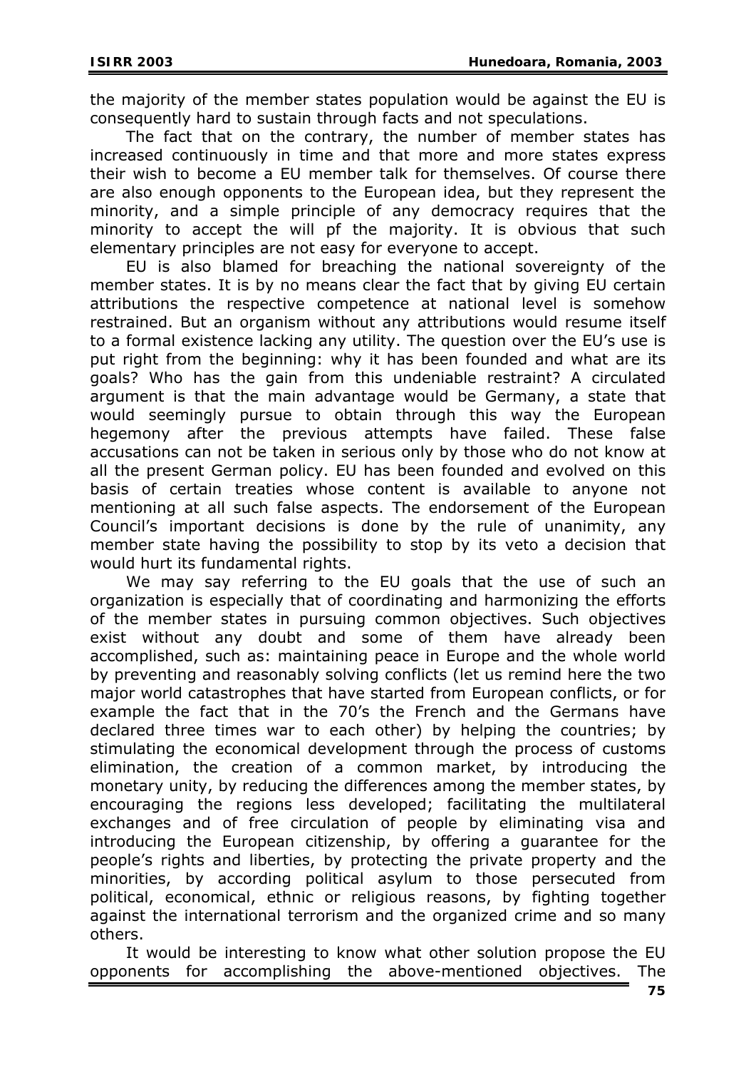the majority of the member states population would be against the EU is consequently hard to sustain through facts and not speculations.

The fact that on the contrary, the number of member states has increased continuously in time and that more and more states express their wish to become a EU member talk for themselves. Of course there are also enough opponents to the European idea, but they represent the minority, and a simple principle of any democracy requires that the minority to accept the will pf the majority. It is obvious that such elementary principles are not easy for everyone to accept.

EU is also blamed for breaching the national sovereignty of the member states. It is by no means clear the fact that by giving EU certain attributions the respective competence at national level is somehow restrained. But an organism without any attributions would resume itself to a formal existence lacking any utility. The question over the EU's use is put right from the beginning: why it has been founded and what are its goals? Who has the gain from this undeniable restraint? A circulated argument is that the main advantage would be Germany, a state that would seemingly pursue to obtain through this way the European hegemony after the previous attempts have failed. These false accusations can not be taken in serious only by those who do not know at all the present German policy. EU has been founded and evolved on this basis of certain treaties whose content is available to anyone not mentioning at all such false aspects. The endorsement of the European Council's important decisions is done by the rule of unanimity, any member state having the possibility to stop by its veto a decision that would hurt its fundamental rights.

We may say referring to the EU goals that the use of such an organization is especially that of coordinating and harmonizing the efforts of the member states in pursuing common objectives. Such objectives exist without any doubt and some of them have already been accomplished, such as: maintaining peace in Europe and the whole world by preventing and reasonably solving conflicts (let us remind here the two major world catastrophes that have started from European conflicts, or for example the fact that in the 70's the French and the Germans have declared three times war to each other) by helping the countries; by stimulating the economical development through the process of customs elimination, the creation of a common market, by introducing the monetary unity, by reducing the differences among the member states, by encouraging the regions less developed; facilitating the multilateral exchanges and of free circulation of people by eliminating visa and introducing the European citizenship, by offering a guarantee for the people's rights and liberties, by protecting the private property and the minorities, by according political asylum to those persecuted from political, economical, ethnic or religious reasons, by fighting together against the international terrorism and the organized crime and so many others.

It would be interesting to know what other solution propose the EU opponents for accomplishing the above-mentioned objectives. The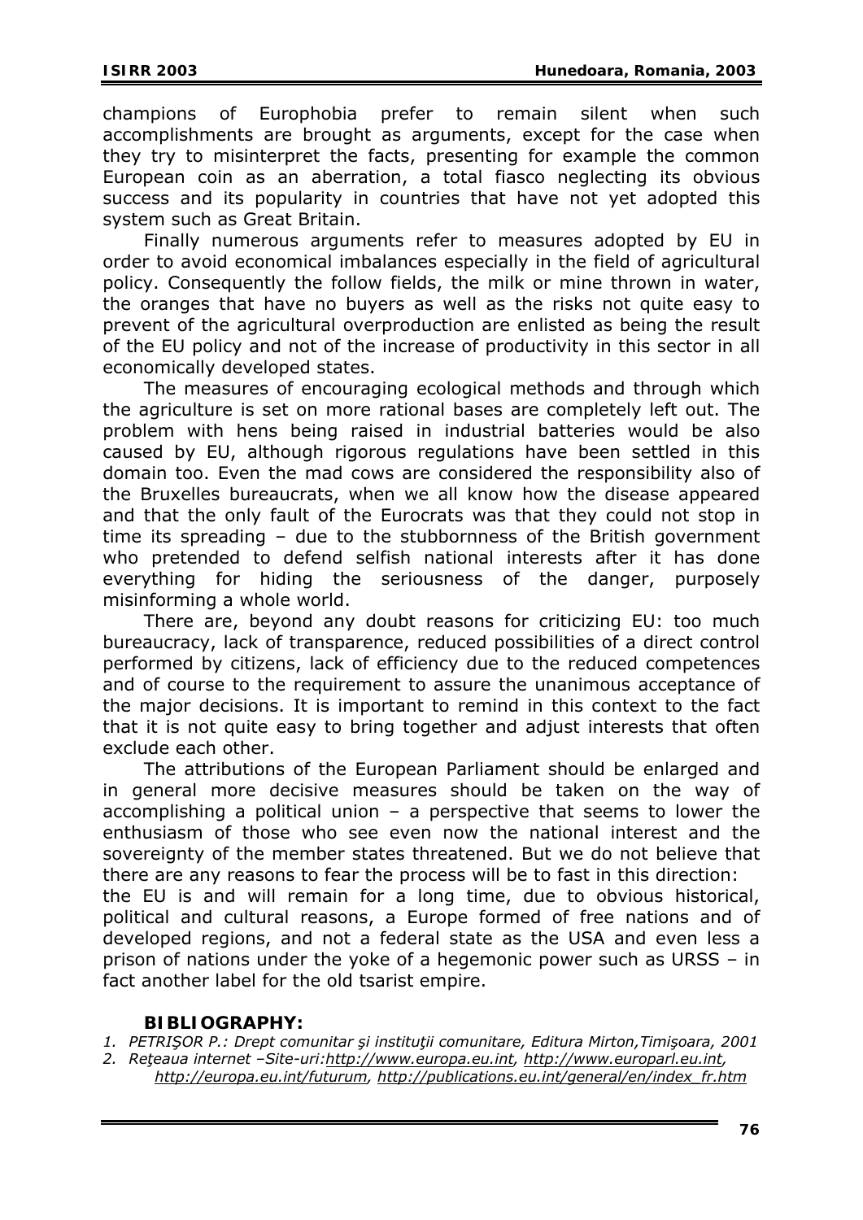champions of Europhobia prefer to remain silent when such accomplishments are brought as arguments, except for the case when they try to misinterpret the facts, presenting for example the common European coin as an aberration, a total fiasco neglecting its obvious success and its popularity in countries that have not yet adopted this system such as Great Britain.

Finally numerous arguments refer to measures adopted by EU in order to avoid economical imbalances especially in the field of agricultural policy. Consequently the follow fields, the milk or mine thrown in water, the oranges that have no buyers as well as the risks not quite easy to prevent of the agricultural overproduction are enlisted as being the result of the EU policy and not of the increase of productivity in this sector in all economically developed states.

The measures of encouraging ecological methods and through which the agriculture is set on more rational bases are completely left out. The problem with hens being raised in industrial batteries would be also caused by EU, although rigorous regulations have been settled in this domain too. Even the mad cows are considered the responsibility also of the Bruxelles bureaucrats, when we all know how the disease appeared and that the only fault of the Eurocrats was that they could not stop in time its spreading – due to the stubbornness of the British government who pretended to defend selfish national interests after it has done everything for hiding the seriousness of the danger, purposely misinforming a whole world.

There are, beyond any doubt reasons for criticizing EU: too much bureaucracy, lack of transparence, reduced possibilities of a direct control performed by citizens, lack of efficiency due to the reduced competences and of course to the requirement to assure the unanimous acceptance of the major decisions. It is important to remind in this context to the fact that it is not quite easy to bring together and adjust interests that often exclude each other.

The attributions of the European Parliament should be enlarged and in general more decisive measures should be taken on the way of accomplishing a political union – a perspective that seems to lower the enthusiasm of those who see even now the national interest and the sovereignty of the member states threatened. But we do not believe that there are any reasons to fear the process will be to fast in this direction: the EU is and will remain for a long time, due to obvious historical, political and cultural reasons, a Europe formed of free nations and of developed regions, and not a federal state as the USA and even less a prison of nations under the yoke of a hegemonic power such as URSS – in fact another label for the old tsarist empire.

## BIBLIOGRAPHY:

1. *PETRIŞOR P.: Drept comunitar şi instituţii comunitare, Editura Mirton,Timişoara, 2001*
2. *Reţeaua internet –Site-uri:http://www.europa.eu.int, http://www.europarl.eu.int, http://europa.eu.int/futurum, http://publications.eu.int/general/en/index_fr.htm*